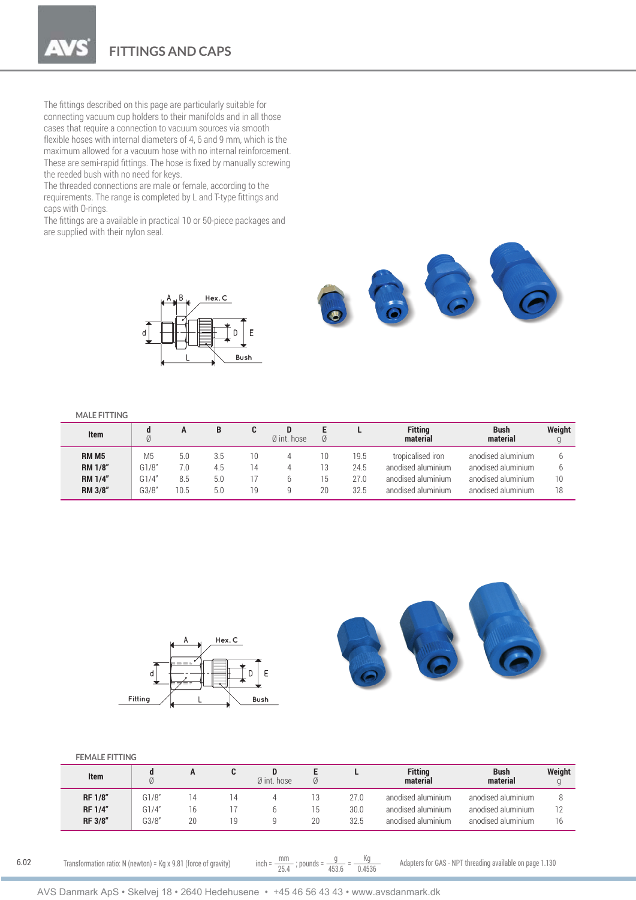# FITTINGS AND CAPS

The fittings described on this page are particularly suitable for connecting vacuum cup holders to their manifolds and in all those cases that require a connection to vacuum sources via smooth flexible hoses with internal diameters of 4, 6 and 9 mm, which is the maximum allowed for a vacuum hose with no internal reinforcement. These are semi-rapid fittings. The hose is fixed by manually screwing the reeded bush with no need for keys.
The threaded connections are male or female, according to the requirements. The range is completed by L and T-type fittings and caps with O-rings.
The fittings are a available in practical 10 or 50-piece packages and are supplied with their nylon seal.

## MALE FITTING

| Item | d Ø | A | B | C | D Ø int. hose | E Ø | L | Fitting material | Bush material | Weight g |
|---|---|---|---|---|---|---|---|---|---|---|
| **RM M5** | M5 | 5.0 | 3.5 | 10 | 4 | 10 | 19.5 | tropicalised iron | anodised aluminium | 6 |
| **RM 1/8"** | G1/8" | 7.0 | 4.5 | 14 | 4 | 13 | 24.5 | anodised aluminium | anodised aluminium | 6 |
| **RM 1/4"** | G1/4" | 8.5 | 5.0 | 17 | 6 | 15 | 27.0 | anodised aluminium | anodised aluminium | 10 |
| **RM 3/8"** | G3/8" | 10.5 | 5.0 | 19 | 9 | 20 | 32.5 | anodised aluminium | anodised aluminium | 18 |

## FEMALE FITTING

| Item | d Ø | A | C | D Ø int. hose | E Ø | L | Fitting material | Bush material | Weight g |
|---|---|---|---|---|---|---|---|---|---|
| **RF 1/8"** | G1/8" | 14 | 14 | 4 | 13 | 27.0 | anodised aluminium | anodised aluminium | 8 |
| **RF 1/4"** | G1/4" | 16 | 17 | 6 | 15 | 30.0 | anodised aluminium | anodised aluminium | 12 |
| **RF 3/8"** | G3/8" | 20 | 19 | 9 | 20 | 32.5 | anodised aluminium | anodised aluminium | 16 |

Transformation ratio: N (newton) = Kg x 9.81 (force of gravity) inch = $\frac{mm}{25.4}$ ; pounds = $\frac{g}{453.6} = \frac{Kg}{0.4536}$ Adapters for GAS - NPT threading available on page 1.130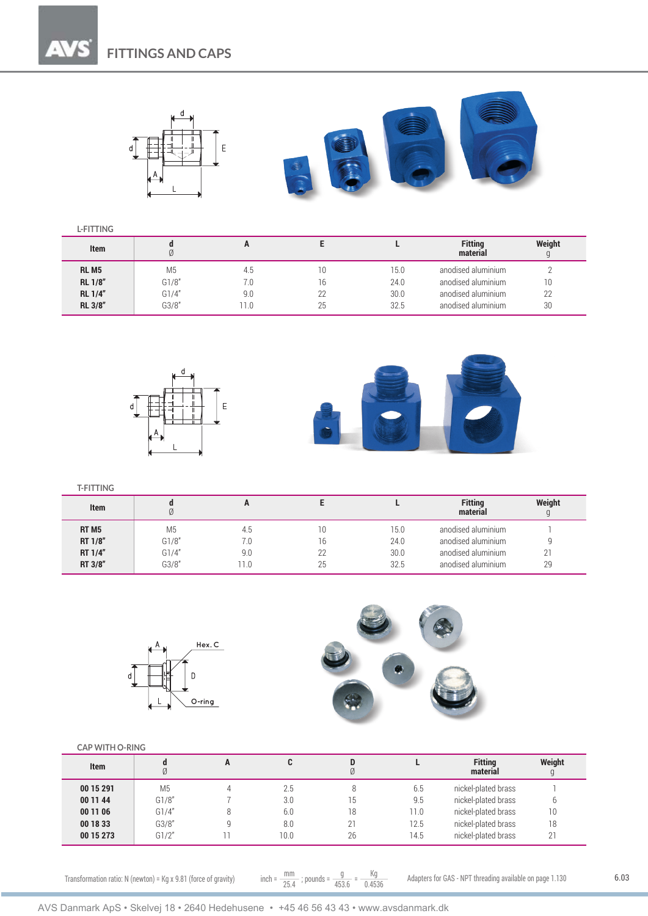## FITTINGS AND CAPS

d

d

E

A

L

### L-FITTING

| Item | d Ø | A | E | L | Fitting material | Weight g |
|---|---|---|---|---|---|---|
| **RL M5** | M5 | 4.5 | 10 | 15.0 | anodised aluminium | 2 |
| **RL 1/8"** | G1/8" | 7.0 | 16 | 24.0 | anodised aluminium | 10 |
| **RL 1/4"** | G1/4" | 9.0 | 22 | 30.0 | anodised aluminium | 22 |
| **RL 3/8"** | G3/8" | 11.0 | 25 | 32.5 | anodised aluminium | 30 |

d

d

E

A

L

### T-FITTING

| Item | d Ø | A | E | L | Fitting material | Weight g |
|---|---|---|---|---|---|---|
| **RT M5** | M5 | 4.5 | 10 | 15.0 | anodised aluminium | 1 |
| **RT 1/8"** | G1/8" | 7.0 | 16 | 24.0 | anodised aluminium | 9 |
| **RT 1/4"** | G1/4" | 9.0 | 22 | 30.0 | anodised aluminium | 21 |
| **RT 3/8"** | G3/8" | 11.0 | 25 | 32.5 | anodised aluminium | 29 |

A

Hex. C

d

D

L

O-ring

### CAP WITH O-RING

| Item | d Ø | A | C | D Ø | L | Fitting material | Weight g |
|---|---|---|---|---|---|---|---|
| **00 15 291** | M5 | 4 | 2.5 | 8 | 6.5 | nickel-plated brass | 1 |
| **00 11 44** | G1/8" | 7 | 3.0 | 15 | 9.5 | nickel-plated brass | 6 |
| **00 11 06** | G1/4" | 8 | 6.0 | 18 | 11.0 | nickel-plated brass | 10 |
| **00 18 33** | G3/8" | 9 | 8.0 | 21 | 12.5 | nickel-plated brass | 18 |
| **00 15 273** | G1/2" | 11 | 10.0 | 26 | 14.5 | nickel-plated brass | 21 |

Transformation ratio: N (newton) = Kg x 9.81 (force of gravity)    inch = $\frac{mm}{25.4}$ ; pounds = $\frac{g}{453.6}$ = $\frac{Kg}{0.4536}$    Adapters for GAS - NPT threading available on page 1.130

AVS Danmark ApS • Skelvej 18 • 2640 Hedehusene • +45 46 56 43 43 • www.avsdanmark.dk